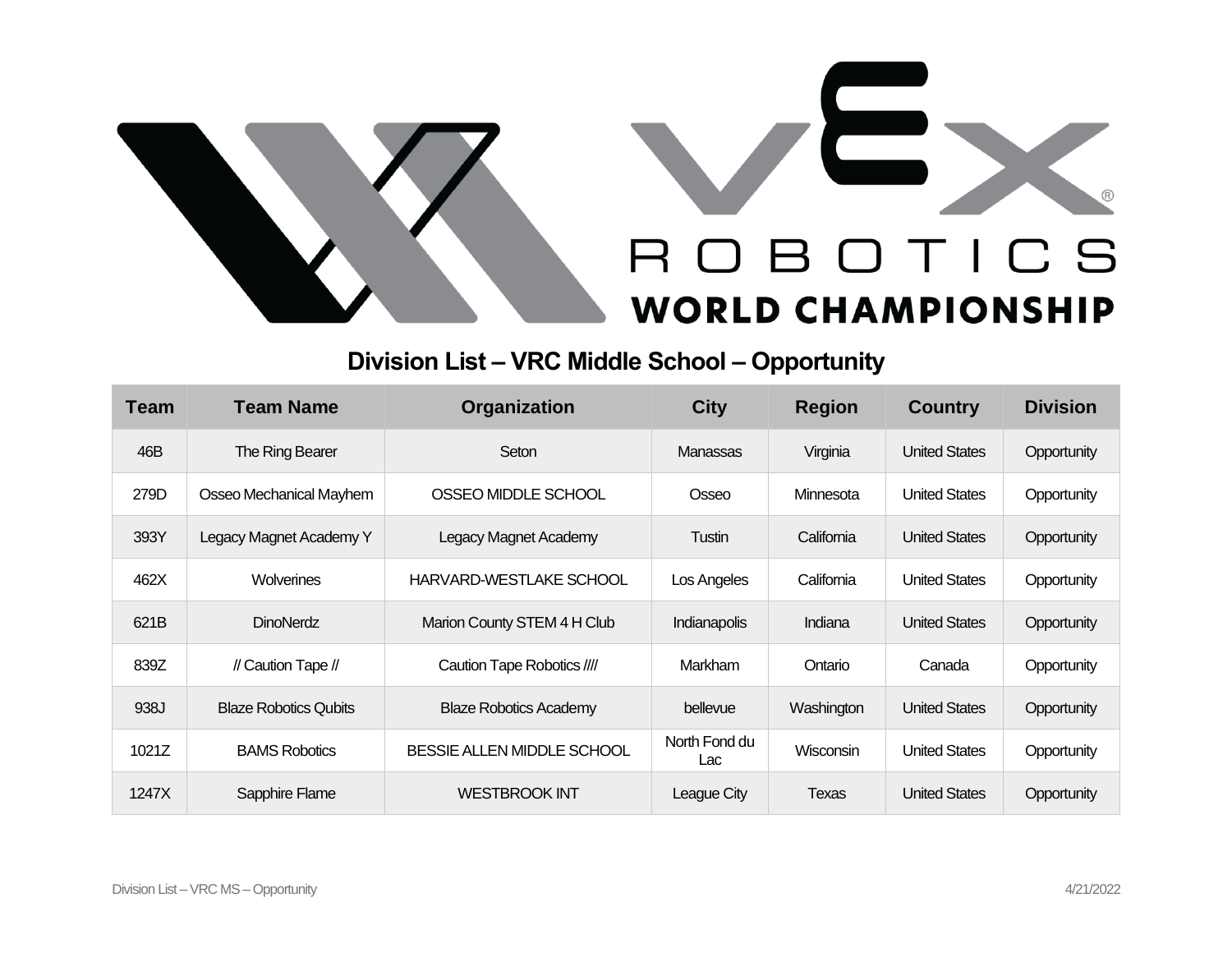# VEX ROBOTICS WORLD CHAMPIONSHIP

## Division List – VRC Middle School – Opportunity

| Team | Team Name | Organization | City | Region | Country | Division |
|---|---|---|---|---|---|---|
| 46B | The Ring Bearer | Seton | Manassas | Virginia | United States | Opportunity |
| 279D | Osseo Mechanical Mayhem | OSSEO MIDDLE SCHOOL | Osseo | Minnesota | United States | Opportunity |
| 393Y | Legacy Magnet Academy Y | Legacy Magnet Academy | Tustin | California | United States | Opportunity |
| 462X | Wolverines | HARVARD-WESTLAKE SCHOOL | Los Angeles | California | United States | Opportunity |
| 621B | DinoNerdz | Marion County STEM 4 H Club | Indianapolis | Indiana | United States | Opportunity |
| 839Z | // Caution Tape // | Caution Tape Robotics //// | Markham | Ontario | Canada | Opportunity |
| 938J | Blaze Robotics Qubits | Blaze Robotics Academy | bellevue | Washington | United States | Opportunity |
| 1021Z | BAMS Robotics | BESSIE ALLEN MIDDLE SCHOOL | North Fond du Lac | Wisconsin | United States | Opportunity |
| 1247X | Sapphire Flame | WESTBROOK INT | League City | Texas | United States | Opportunity |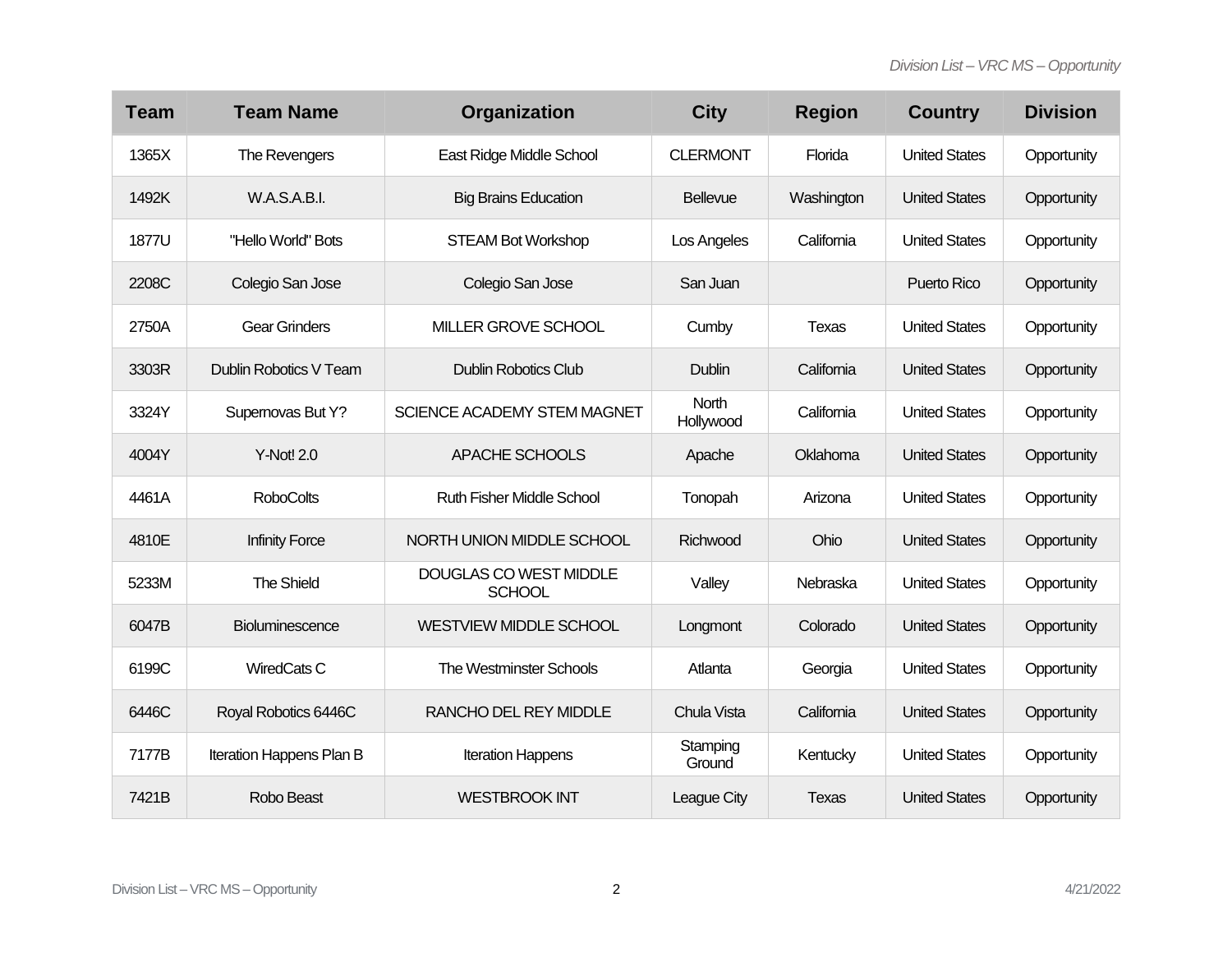| Team | Team Name | Organization | City | Region | Country | Division |
|---|---|---|---|---|---|---|
| 1365X | The Revengers | East Ridge Middle School | CLERMONT | Florida | United States | Opportunity |
| 1492K | W.A.S.A.B.I. | Big Brains Education | Bellevue | Washington | United States | Opportunity |
| 1877U | "Hello World" Bots | STEAM Bot Workshop | Los Angeles | California | United States | Opportunity |
| 2208C | Colegio San Jose | Colegio San Jose | San Juan | | Puerto Rico | Opportunity |
| 2750A | Gear Grinders | MILLER GROVE SCHOOL | Cumby | Texas | United States | Opportunity |
| 3303R | Dublin Robotics V Team | Dublin Robotics Club | Dublin | California | United States | Opportunity |
| 3324Y | Supernovas But Y? | SCIENCE ACADEMY STEM MAGNET | North Hollywood | California | United States | Opportunity |
| 4004Y | Y-Not! 2.0 | APACHE SCHOOLS | Apache | Oklahoma | United States | Opportunity |
| 4461A | RoboColts | Ruth Fisher Middle School | Tonopah | Arizona | United States | Opportunity |
| 4810E | Infinity Force | NORTH UNION MIDDLE SCHOOL | Richwood | Ohio | United States | Opportunity |
| 5233M | The Shield | DOUGLAS CO WEST MIDDLE SCHOOL | Valley | Nebraska | United States | Opportunity |
| 6047B | Bioluminescence | WESTVIEW MIDDLE SCHOOL | Longmont | Colorado | United States | Opportunity |
| 6199C | WiredCats C | The Westminster Schools | Atlanta | Georgia | United States | Opportunity |
| 6446C | Royal Robotics 6446C | RANCHO DEL REY MIDDLE | Chula Vista | California | United States | Opportunity |
| 7177B | Iteration Happens Plan B | Iteration Happens | Stamping Ground | Kentucky | United States | Opportunity |
| 7421B | Robo Beast | WESTBROOK INT | League City | Texas | United States | Opportunity |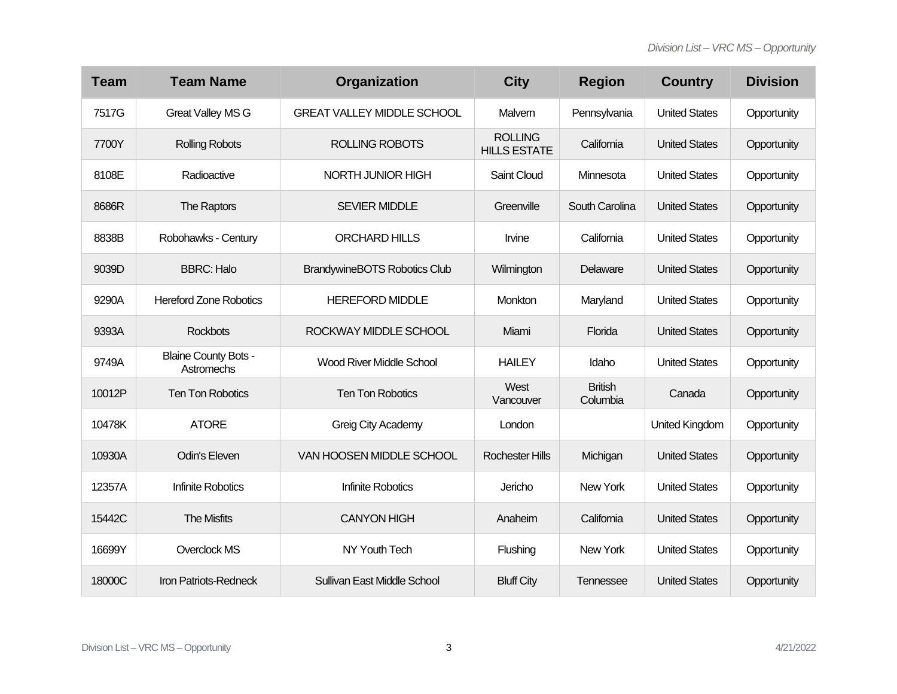| Team | Team Name | Organization | City | Region | Country | Division |
|---|---|---|---|---|---|---|
| 7517G | Great Valley MS G | GREAT VALLEY MIDDLE SCHOOL | Malvern | Pennsylvania | United States | Opportunity |
| 7700Y | Rolling Robots | ROLLING ROBOTS | ROLLING HILLS ESTATE | California | United States | Opportunity |
| 8108E | Radioactive | NORTH JUNIOR HIGH | Saint Cloud | Minnesota | United States | Opportunity |
| 8686R | The Raptors | SEVIER MIDDLE | Greenville | South Carolina | United States | Opportunity |
| 8838B | Robohawks - Century | ORCHARD HILLS | Irvine | California | United States | Opportunity |
| 9039D | BBRC: Halo | BrandywineBOTS Robotics Club | Wilmington | Delaware | United States | Opportunity |
| 9290A | Hereford Zone Robotics | HEREFORD MIDDLE | Monkton | Maryland | United States | Opportunity |
| 9393A | Rockbots | ROCKWAY MIDDLE SCHOOL | Miami | Florida | United States | Opportunity |
| 9749A | Blaine County Bots - Astromechs | Wood River Middle School | HAILEY | Idaho | United States | Opportunity |
| 10012P | Ten Ton Robotics | Ten Ton Robotics | West Vancouver | British Columbia | Canada | Opportunity |
| 10478K | ATORE | Greig City Academy | London | | United Kingdom | Opportunity |
| 10930A | Odin's Eleven | VAN HOOSEN MIDDLE SCHOOL | Rochester Hills | Michigan | United States | Opportunity |
| 12357A | Infinite Robotics | Infinite Robotics | Jericho | New York | United States | Opportunity |
| 15442C | The Misfits | CANYON HIGH | Anaheim | California | United States | Opportunity |
| 16699Y | Overclock MS | NY Youth Tech | Flushing | New York | United States | Opportunity |
| 18000C | Iron Patriots-Redneck | Sullivan East Middle School | Bluff City | Tennessee | United States | Opportunity |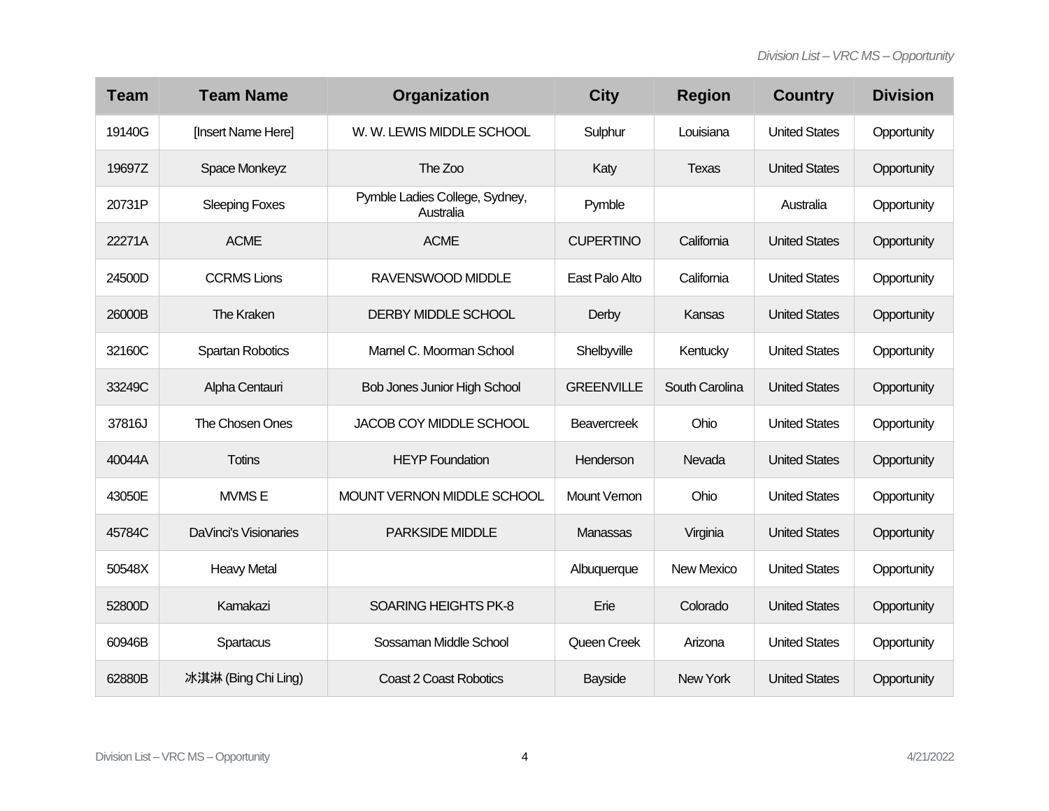| Team | Team Name | Organization | City | Region | Country | Division |
|---|---|---|---|---|---|---|
| 19140G | [Insert Name Here] | W. W. LEWIS MIDDLE SCHOOL | Sulphur | Louisiana | United States | Opportunity |
| 19697Z | Space Monkeyz | The Zoo | Katy | Texas | United States | Opportunity |
| 20731P | Sleeping Foxes | Pymble Ladies College, Sydney, Australia | Pymble | | Australia | Opportunity |
| 22271A | ACME | ACME | CUPERTINO | California | United States | Opportunity |
| 24500D | CCRMS Lions | RAVENSWOOD MIDDLE | East Palo Alto | California | United States | Opportunity |
| 26000B | The Kraken | DERBY MIDDLE SCHOOL | Derby | Kansas | United States | Opportunity |
| 32160C | Spartan Robotics | Marnel C. Moorman School | Shelbyville | Kentucky | United States | Opportunity |
| 33249C | Alpha Centauri | Bob Jones Junior High School | GREENVILLE | South Carolina | United States | Opportunity |
| 37816J | The Chosen Ones | JACOB COY MIDDLE SCHOOL | Beavercreek | Ohio | United States | Opportunity |
| 40044A | Totins | HEYP Foundation | Henderson | Nevada | United States | Opportunity |
| 43050E | MVMS E | MOUNT VERNON MIDDLE SCHOOL | Mount Vernon | Ohio | United States | Opportunity |
| 45784C | DaVinci's Visionaries | PARKSIDE MIDDLE | Manassas | Virginia | United States | Opportunity |
| 50548X | Heavy Metal | | Albuquerque | New Mexico | United States | Opportunity |
| 52800D | Kamakazi | SOARING HEIGHTS PK-8 | Erie | Colorado | United States | Opportunity |
| 60946B | Spartacus | Sossaman Middle School | Queen Creek | Arizona | United States | Opportunity |
| 62880B | 冰淇淋 (Bing Chi Ling) | Coast 2 Coast Robotics | Bayside | New York | United States | Opportunity |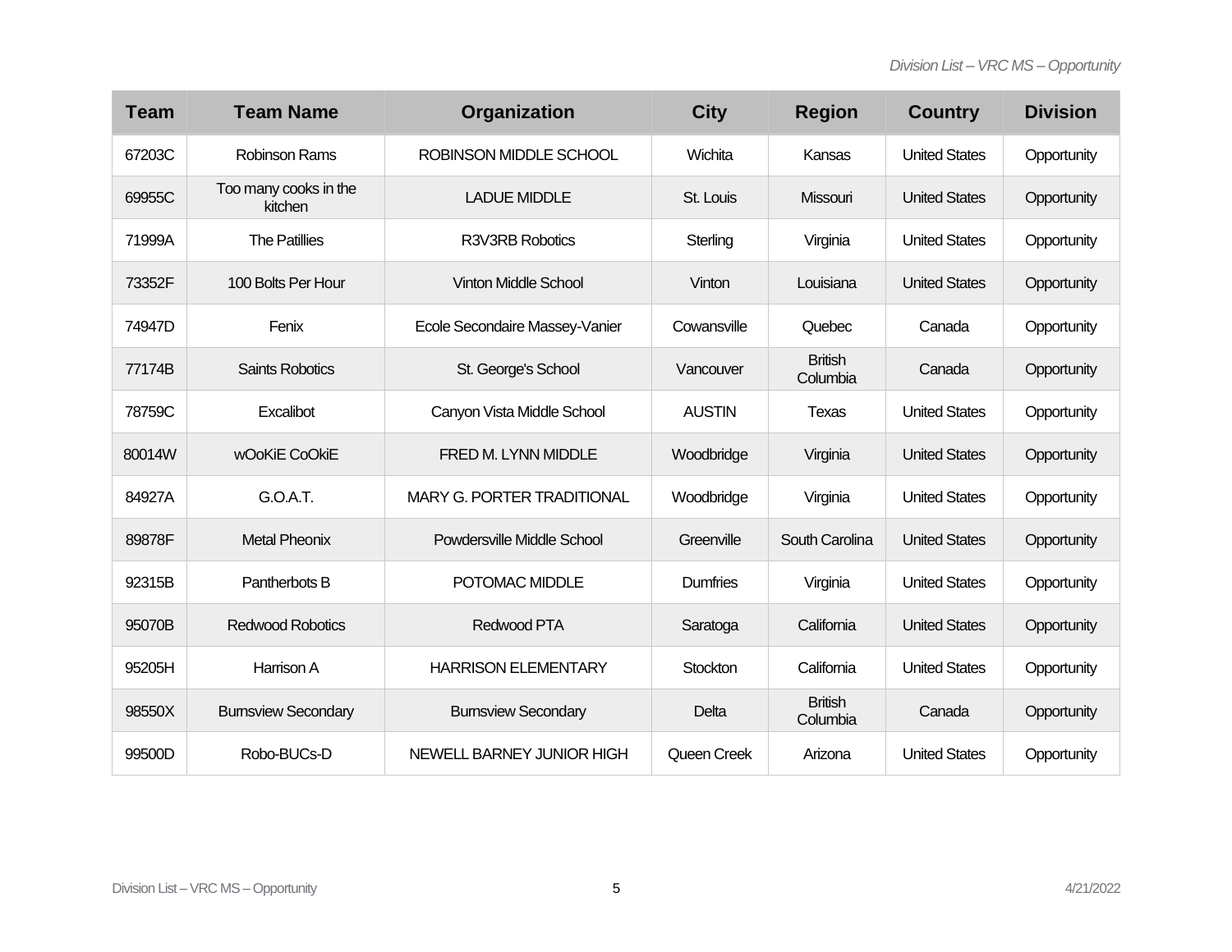| Team | Team Name | Organization | City | Region | Country | Division |
| --- | --- | --- | --- | --- | --- | --- |
| 67203C | Robinson Rams | ROBINSON MIDDLE SCHOOL | Wichita | Kansas | United States | Opportunity |
| 69955C | Too many cooks in the kitchen | LADUE MIDDLE | St. Louis | Missouri | United States | Opportunity |
| 71999A | The Patillies | R3V3RB Robotics | Sterling | Virginia | United States | Opportunity |
| 73352F | 100 Bolts Per Hour | Vinton Middle School | Vinton | Louisiana | United States | Opportunity |
| 74947D | Fenix | Ecole Secondaire Massey-Vanier | Cowansville | Quebec | Canada | Opportunity |
| 77174B | Saints Robotics | St. George's School | Vancouver | British Columbia | Canada | Opportunity |
| 78759C | Excalibot | Canyon Vista Middle School | AUSTIN | Texas | United States | Opportunity |
| 80014W | wOoKiE CoOkiE | FRED M. LYNN MIDDLE | Woodbridge | Virginia | United States | Opportunity |
| 84927A | G.O.A.T. | MARY G. PORTER TRADITIONAL | Woodbridge | Virginia | United States | Opportunity |
| 89878F | Metal Pheonix | Powdersville Middle School | Greenville | South Carolina | United States | Opportunity |
| 92315B | Pantherbots B | POTOMAC MIDDLE | Dumfries | Virginia | United States | Opportunity |
| 95070B | Redwood Robotics | Redwood PTA | Saratoga | California | United States | Opportunity |
| 95205H | Harrison A | HARRISON ELEMENTARY | Stockton | California | United States | Opportunity |
| 98550X | Burnsview Secondary | Burnsview Secondary | Delta | British Columbia | Canada | Opportunity |
| 99500D | Robo-BUCs-D | NEWELL BARNEY JUNIOR HIGH | Queen Creek | Arizona | United States | Opportunity |